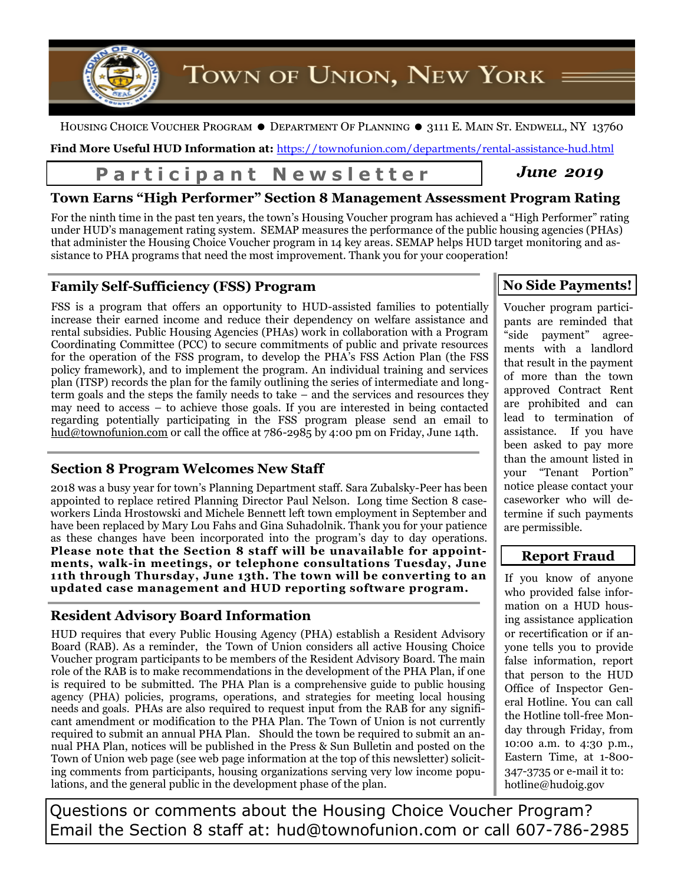# Town of Union, New York

Housing Choice Voucher Program ● Department Of Planning ● 3111 E. Main St. Endwell, NY 13760

**Find More Useful HUD Information at:** https://townofunion.com/departments/rental-assistance-hud.html

## Participant Newsletter

*June 2019*

## Town Earns "High Performer" Section 8 Management Assessment Program Rating

For the ninth time in the past ten years, the town's Housing Voucher program has achieved a "High Performer" rating under HUD's management rating system. SEMAP measures the performance of the public housing agencies (PHAs) that administer the Housing Choice Voucher program in 14 key areas. SEMAP helps HUD target monitoring and assistance to PHA programs that need the most improvement. Thank you for your cooperation!

### Family Self-Sufficiency (FSS) Program

FSS is a program that offers an opportunity to HUD-assisted families to potentially increase their earned income and reduce their dependency on welfare assistance and rental subsidies. Public Housing Agencies (PHAs) work in collaboration with a Program Coordinating Committee (PCC) to secure commitments of public and private resources for the operation of the FSS program, to develop the PHA's FSS Action Plan (the FSS policy framework), and to implement the program. An individual training and services plan (ITSP) records the plan for the family outlining the series of intermediate and long-term goals and the steps the family needs to take – and the services and resources they may need to access – to achieve those goals. If you are interested in being contacted regarding potentially participating in the FSS program please send an email to hud@townofunion.com or call the office at 786-2985 by 4:00 pm on Friday, June 14th.

### Section 8 Program Welcomes New Staff

2018 was a busy year for town's Planning Department staff. Sara Zubalsky-Peer has been appointed to replace retired Planning Director Paul Nelson. Long time Section 8 caseworkers Linda Hrostowski and Michele Bennett left town employment in September and have been replaced by Mary Lou Fahs and Gina Suhadolnik. Thank you for your patience as these changes have been incorporated into the program's day to day operations. **Please note that the Section 8 staff will be unavailable for appointments, walk-in meetings, or telephone consultations Tuesday, June 11th through Thursday, June 13th. The town will be converting to an updated case management and HUD reporting software program.**

### Resident Advisory Board Information

HUD requires that every Public Housing Agency (PHA) establish a Resident Advisory Board (RAB). As a reminder, the Town of Union considers all active Housing Choice Voucher program participants to be members of the Resident Advisory Board. The main role of the RAB is to make recommendations in the development of the PHA Plan, if one is required to be submitted. The PHA Plan is a comprehensive guide to public housing agency (PHA) policies, programs, operations, and strategies for meeting local housing needs and goals. PHAs are also required to request input from the RAB for any significant amendment or modification to the PHA Plan. The Town of Union is not currently required to submit an annual PHA Plan. Should the town be required to submit an annual PHA Plan, notices will be published in the Press & Sun Bulletin and posted on the Town of Union web page (see web page information at the top of this newsletter) soliciting comments from participants, housing organizations serving very low income populations, and the general public in the development phase of the plan.

### No Side Payments!

Voucher program participants are reminded that "side payment" agreements with a landlord that result in the payment of more than the town approved Contract Rent are prohibited and can lead to termination of assistance. If you have been asked to pay more than the amount listed in your "Tenant Portion" notice please contact your caseworker who will determine if such payments are permissible.

### Report Fraud

If you know of anyone who provided false information on a HUD housing assistance application or recertification or if anyone tells you to provide false information, report that person to the HUD Office of Inspector General Hotline. You can call the Hotline toll-free Monday through Friday, from 10:00 a.m. to 4:30 p.m., Eastern Time, at 1-800-347-3735 or e-mail it to: hotline@hudoig.gov

Questions or comments about the Housing Choice Voucher Program? Email the Section 8 staff at: hud@townofunion.com or call 607-786-2985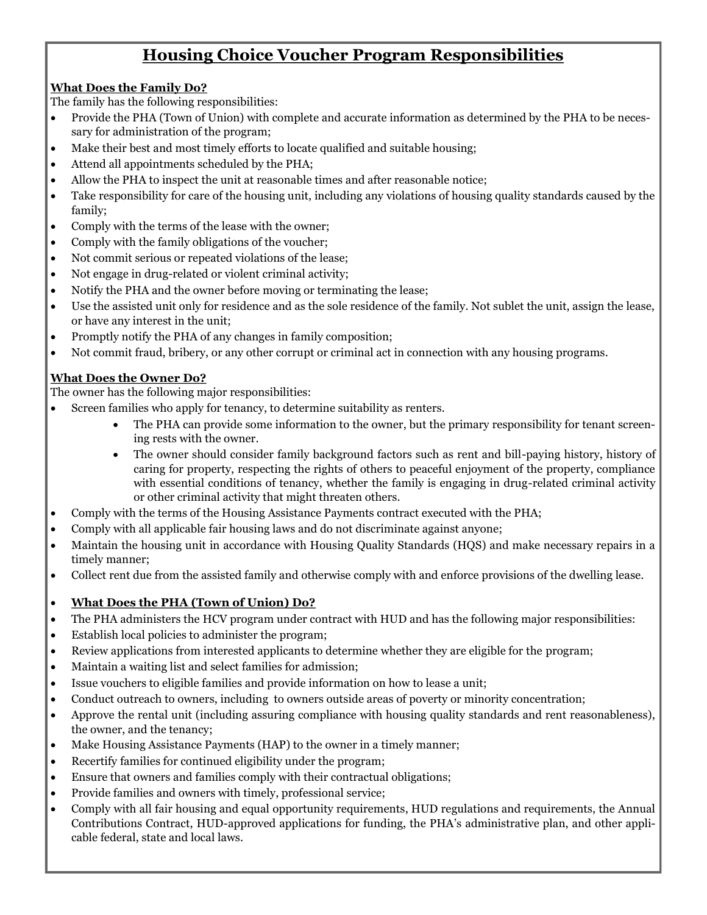# Housing Choice Voucher Program Responsibilities

**What Does the Family Do?**

The family has the following responsibilities:

- Provide the PHA (Town of Union) with complete and accurate information as determined by the PHA to be necessary for administration of the program;
- Make their best and most timely efforts to locate qualified and suitable housing;
- Attend all appointments scheduled by the PHA;
- Allow the PHA to inspect the unit at reasonable times and after reasonable notice;
- Take responsibility for care of the housing unit, including any violations of housing quality standards caused by the family;
- Comply with the terms of the lease with the owner;
- Comply with the family obligations of the voucher;
- Not commit serious or repeated violations of the lease;
- Not engage in drug-related or violent criminal activity;
- Notify the PHA and the owner before moving or terminating the lease;
- Use the assisted unit only for residence and as the sole residence of the family. Not sublet the unit, assign the lease, or have any interest in the unit;
- Promptly notify the PHA of any changes in family composition;
- Not commit fraud, bribery, or any other corrupt or criminal act in connection with any housing programs.

**What Does the Owner Do?**

The owner has the following major responsibilities:

- Screen families who apply for tenancy, to determine suitability as renters.
    - The PHA can provide some information to the owner, but the primary responsibility for tenant screening rests with the owner.
    - The owner should consider family background factors such as rent and bill-paying history, history of caring for property, respecting the rights of others to peaceful enjoyment of the property, compliance with essential conditions of tenancy, whether the family is engaging in drug-related criminal activity or other criminal activity that might threaten others.
- Comply with the terms of the Housing Assistance Payments contract executed with the PHA;
- Comply with all applicable fair housing laws and do not discriminate against anyone;
- Maintain the housing unit in accordance with Housing Quality Standards (HQS) and make necessary repairs in a timely manner;
- Collect rent due from the assisted family and otherwise comply with and enforce provisions of the dwelling lease.

- **What Does the PHA (Town of Union) Do?**
- The PHA administers the HCV program under contract with HUD and has the following major responsibilities:
- Establish local policies to administer the program;
- Review applications from interested applicants to determine whether they are eligible for the program;
- Maintain a waiting list and select families for admission;
- Issue vouchers to eligible families and provide information on how to lease a unit;
- Conduct outreach to owners, including to owners outside areas of poverty or minority concentration;
- Approve the rental unit (including assuring compliance with housing quality standards and rent reasonableness), the owner, and the tenancy;
- Make Housing Assistance Payments (HAP) to the owner in a timely manner;
- Recertify families for continued eligibility under the program;
- Ensure that owners and families comply with their contractual obligations;
- Provide families and owners with timely, professional service;
- Comply with all fair housing and equal opportunity requirements, HUD regulations and requirements, the Annual Contributions Contract, HUD-approved applications for funding, the PHA's administrative plan, and other applicable federal, state and local laws.